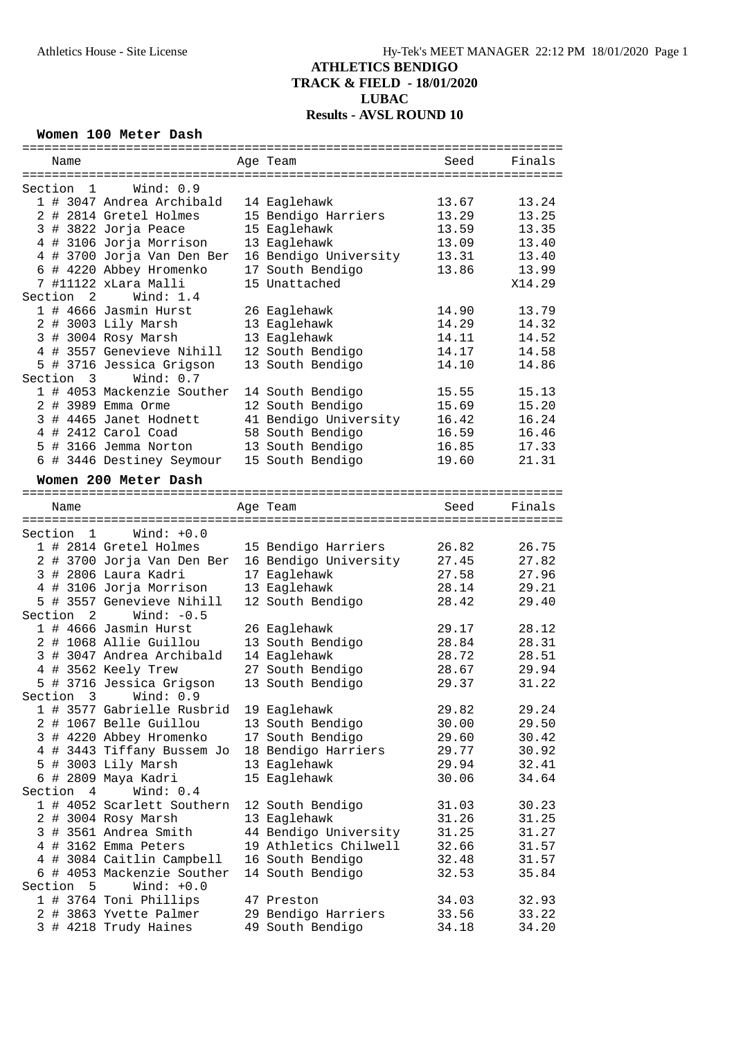# ATHLETICS BENDIGO
## TRACK & FIELD - 18/01/2020
## LUBAC
## Results - AVSL ROUND 10

### Women 100 Meter Dash

| Name | Age | Team | Seed | Finals |
|---|---|---|---|---|
| **Section 1 Wind: 0.9** | | | | |
| 1 # 3047 Andrea Archibald | 14 | Eaglehawk | 13.67 | 13.24 |
| 2 # 2814 Gretel Holmes | 15 | Bendigo Harriers | 13.29 | 13.25 |
| 3 # 3822 Jorja Peace | 15 | Eaglehawk | 13.59 | 13.35 |
| 4 # 3106 Jorja Morrison | 13 | Eaglehawk | 13.09 | 13.40 |
| 4 # 3700 Jorja Van Den Ber | 16 | Bendigo University | 13.31 | 13.40 |
| 6 # 4220 Abbey Hromenko | 17 | South Bendigo | 13.86 | 13.99 |
| 7 #11122 xLara Malli | 15 | Unattached | | X14.29 |
| **Section 2 Wind: 1.4** | | | | |
| 1 # 4666 Jasmin Hurst | 26 | Eaglehawk | 14.90 | 13.79 |
| 2 # 3003 Lily Marsh | 13 | Eaglehawk | 14.29 | 14.32 |
| 3 # 3004 Rosy Marsh | 13 | Eaglehawk | 14.11 | 14.52 |
| 4 # 3557 Genevieve Nihill | 12 | South Bendigo | 14.17 | 14.58 |
| 5 # 3716 Jessica Grigson | 13 | South Bendigo | 14.10 | 14.86 |
| **Section 3 Wind: 0.7** | | | | |
| 1 # 4053 Mackenzie Souther | 14 | South Bendigo | 15.55 | 15.13 |
| 2 # 3989 Emma Orme | 12 | South Bendigo | 15.69 | 15.20 |
| 3 # 4465 Janet Hodnett | 41 | Bendigo University | 16.42 | 16.24 |
| 4 # 2412 Carol Coad | 58 | South Bendigo | 16.59 | 16.46 |
| 5 # 3166 Jemma Norton | 13 | South Bendigo | 16.85 | 17.33 |
| 6 # 3446 Destiney Seymour | 15 | South Bendigo | 19.60 | 21.31 |

### Women 200 Meter Dash

| Name | Age | Team | Seed | Finals |
|---|---|---|---|---|
| **Section 1 Wind: +0.0** | | | | |
| 1 # 2814 Gretel Holmes | 15 | Bendigo Harriers | 26.82 | 26.75 |
| 2 # 3700 Jorja Van Den Ber | 16 | Bendigo University | 27.45 | 27.82 |
| 3 # 2806 Laura Kadri | 17 | Eaglehawk | 27.58 | 27.96 |
| 4 # 3106 Jorja Morrison | 13 | Eaglehawk | 28.14 | 29.21 |
| 5 # 3557 Genevieve Nihill | 12 | South Bendigo | 28.42 | 29.40 |
| **Section 2 Wind: -0.5** | | | | |
| 1 # 4666 Jasmin Hurst | 26 | Eaglehawk | 29.17 | 28.12 |
| 2 # 1068 Allie Guillou | 13 | South Bendigo | 28.84 | 28.31 |
| 3 # 3047 Andrea Archibald | 14 | Eaglehawk | 28.72 | 28.51 |
| 4 # 3562 Keely Trew | 27 | South Bendigo | 28.67 | 29.94 |
| 5 # 3716 Jessica Grigson | 13 | South Bendigo | 29.37 | 31.22 |
| **Section 3 Wind: 0.9** | | | | |
| 1 # 3577 Gabrielle Rusbrid | 19 | Eaglehawk | 29.82 | 29.24 |
| 2 # 1067 Belle Guillou | 13 | South Bendigo | 30.00 | 29.50 |
| 3 # 4220 Abbey Hromenko | 17 | South Bendigo | 29.60 | 30.42 |
| 4 # 3443 Tiffany Bussem Jo | 18 | Bendigo Harriers | 29.77 | 30.92 |
| 5 # 3003 Lily Marsh | 13 | Eaglehawk | 29.94 | 32.41 |
| 6 # 2809 Maya Kadri | 15 | Eaglehawk | 30.06 | 34.64 |
| **Section 4 Wind: 0.4** | | | | |
| 1 # 4052 Scarlett Southern | 12 | South Bendigo | 31.03 | 30.23 |
| 2 # 3004 Rosy Marsh | 13 | Eaglehawk | 31.26 | 31.25 |
| 3 # 3561 Andrea Smith | 44 | Bendigo University | 31.25 | 31.27 |
| 4 # 3162 Emma Peters | 19 | Athletics Chilwell | 32.66 | 31.57 |
| 4 # 3084 Caitlin Campbell | 16 | South Bendigo | 32.48 | 31.57 |
| 6 # 4053 Mackenzie Souther | 14 | South Bendigo | 32.53 | 35.84 |
| **Section 5 Wind: +0.0** | | | | |
| 1 # 3764 Toni Phillips | 47 | Preston | 34.03 | 32.93 |
| 2 # 3863 Yvette Palmer | 29 | Bendigo Harriers | 33.56 | 33.22 |
| 3 # 4218 Trudy Haines | 49 | South Bendigo | 34.18 | 34.20 |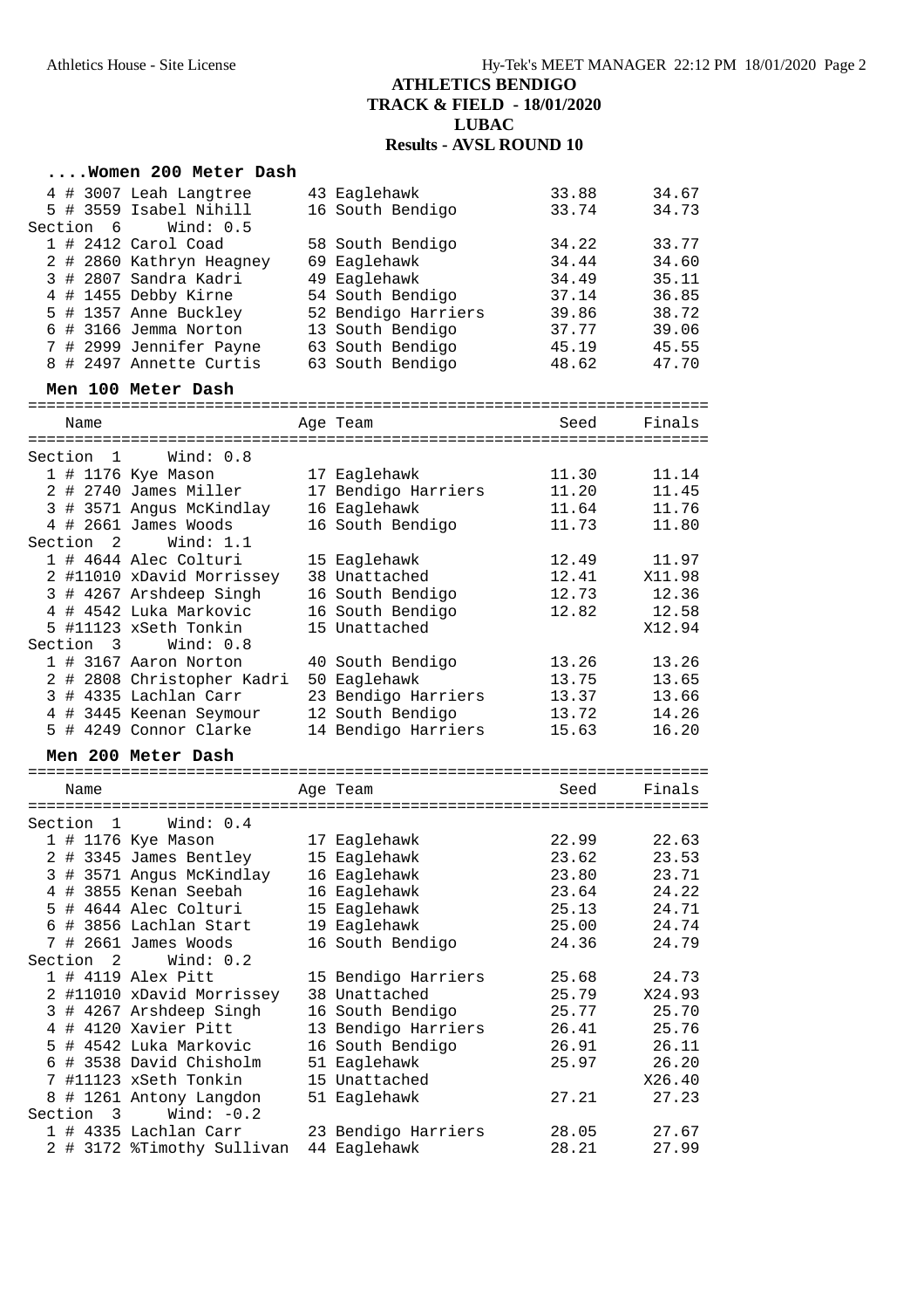# ATHLETICS BENDIGO
## TRACK & FIELD - 18/01/2020
## LUBAC
## Results - AVSL ROUND 10

### ....Women 200 Meter Dash

| Place | Bib | Name | Age | Team | Seed | Finals |
|---|---|---|---|---|---|---|
| 4 | # 3007 | Leah Langtree | 43 | Eaglehawk | 33.88 | 34.67 |
| 5 | # 3559 | Isabel Nihill | 16 | South Bendigo | 33.74 | 34.73 |
| **Section 6** | | Wind: 0.5 | | | | |
| 1 | # 2412 | Carol Coad | 58 | South Bendigo | 34.22 | 33.77 |
| 2 | # 2860 | Kathryn Heagney | 69 | Eaglehawk | 34.44 | 34.60 |
| 3 | # 2807 | Sandra Kadri | 49 | Eaglehawk | 34.49 | 35.11 |
| 4 | # 1455 | Debby Kirne | 54 | South Bendigo | 37.14 | 36.85 |
| 5 | # 1357 | Anne Buckley | 52 | Bendigo Harriers | 39.86 | 38.72 |
| 6 | # 3166 | Jemma Norton | 13 | South Bendigo | 37.77 | 39.06 |
| 7 | # 2999 | Jennifer Payne | 63 | South Bendigo | 45.19 | 45.55 |
| 8 | # 2497 | Annette Curtis | 63 | South Bendigo | 48.62 | 47.70 |

### Men 100 Meter Dash

| Place | Bib | Name | Age | Team | Seed | Finals |
|---|---|---|---|---|---|---|
| **Section 1** | | Wind: 0.8 | | | | |
| 1 | # 1176 | Kye Mason | 17 | Eaglehawk | 11.30 | 11.14 |
| 2 | # 2740 | James Miller | 17 | Bendigo Harriers | 11.20 | 11.45 |
| 3 | # 3571 | Angus McKindlay | 16 | Eaglehawk | 11.64 | 11.76 |
| 4 | # 2661 | James Woods | 16 | South Bendigo | 11.73 | 11.80 |
| **Section 2** | | Wind: 1.1 | | | | |
| 1 | # 4644 | Alec Colturi | 15 | Eaglehawk | 12.49 | 11.97 |
| 2 | #11010 | xDavid Morrissey | 38 | Unattached | 12.41 | X11.98 |
| 3 | # 4267 | Arshdeep Singh | 16 | South Bendigo | 12.73 | 12.36 |
| 4 | # 4542 | Luka Markovic | 16 | South Bendigo | 12.82 | 12.58 |
| 5 | #11123 | xSeth Tonkin | 15 | Unattached | | X12.94 |
| **Section 3** | | Wind: 0.8 | | | | |
| 1 | # 3167 | Aaron Norton | 40 | South Bendigo | 13.26 | 13.26 |
| 2 | # 2808 | Christopher Kadri | 50 | Eaglehawk | 13.75 | 13.65 |
| 3 | # 4335 | Lachlan Carr | 23 | Bendigo Harriers | 13.37 | 13.66 |
| 4 | # 3445 | Keenan Seymour | 12 | South Bendigo | 13.72 | 14.26 |
| 5 | # 4249 | Connor Clarke | 14 | Bendigo Harriers | 15.63 | 16.20 |

### Men 200 Meter Dash

| Place | Bib | Name | Age | Team | Seed | Finals |
|---|---|---|---|---|---|---|
| **Section 1** | | Wind: 0.4 | | | | |
| 1 | # 1176 | Kye Mason | 17 | Eaglehawk | 22.99 | 22.63 |
| 2 | # 3345 | James Bentley | 15 | Eaglehawk | 23.62 | 23.53 |
| 3 | # 3571 | Angus McKindlay | 16 | Eaglehawk | 23.80 | 23.71 |
| 4 | # 3855 | Kenan Seebah | 16 | Eaglehawk | 23.64 | 24.22 |
| 5 | # 4644 | Alec Colturi | 15 | Eaglehawk | 25.13 | 24.71 |
| 6 | # 3856 | Lachlan Start | 19 | Eaglehawk | 25.00 | 24.74 |
| 7 | # 2661 | James Woods | 16 | South Bendigo | 24.36 | 24.79 |
| **Section 2** | | Wind: 0.2 | | | | |
| 1 | # 4119 | Alex Pitt | 15 | Bendigo Harriers | 25.68 | 24.73 |
| 2 | #11010 | xDavid Morrissey | 38 | Unattached | 25.79 | X24.93 |
| 3 | # 4267 | Arshdeep Singh | 16 | South Bendigo | 25.77 | 25.70 |
| 4 | # 4120 | Xavier Pitt | 13 | Bendigo Harriers | 26.41 | 25.76 |
| 5 | # 4542 | Luka Markovic | 16 | South Bendigo | 26.91 | 26.11 |
| 6 | # 3538 | David Chisholm | 51 | Eaglehawk | 25.97 | 26.20 |
| 7 | #11123 | xSeth Tonkin | 15 | Unattached | | X26.40 |
| 8 | # 1261 | Antony Langdon | 51 | Eaglehawk | 27.21 | 27.23 |
| **Section 3** | | Wind: -0.2 | | | | |
| 1 | # 4335 | Lachlan Carr | 23 | Bendigo Harriers | 28.05 | 27.67 |
| 2 | # 3172 | %Timothy Sullivan | 44 | Eaglehawk | 28.21 | 27.99 |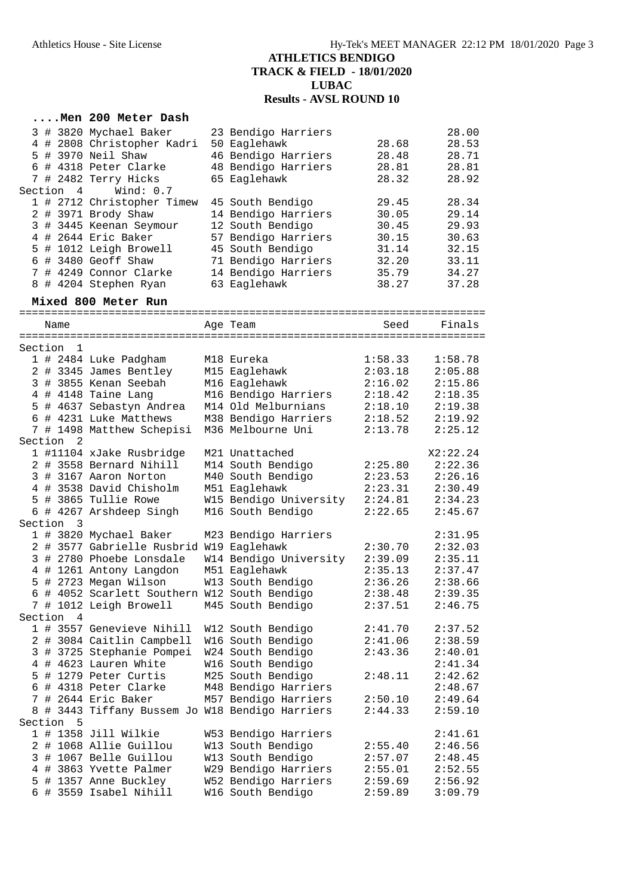## ATHLETICS BENDIGO
## TRACK & FIELD - 18/01/2020
## LUBAC
## Results - AVSL ROUND 10

### ....Men 200 Meter Dash

| Place | Comp# | Name | Age | Team | Seed | Finals |
|---|---|---|---|---|---|---|
| 3 | # 3820 | Mychael Baker | 23 | Bendigo Harriers | | 28.00 |
| 4 | # 2808 | Christopher Kadri | 50 | Eaglehawk | 28.68 | 28.53 |
| 5 | # 3970 | Neil Shaw | 46 | Bendigo Harriers | 28.48 | 28.71 |
| 6 | # 4318 | Peter Clarke | 48 | Bendigo Harriers | 28.81 | 28.81 |
| 7 | # 2482 | Terry Hicks | 65 | Eaglehawk | 28.32 | 28.92 |
| **Section 4** | | Wind: 0.7 | | | | |
| 1 | # 2712 | Christopher Timew | 45 | South Bendigo | 29.45 | 28.34 |
| 2 | # 3971 | Brody Shaw | 14 | Bendigo Harriers | 30.05 | 29.14 |
| 3 | # 3445 | Keenan Seymour | 12 | South Bendigo | 30.45 | 29.93 |
| 4 | # 2644 | Eric Baker | 57 | Bendigo Harriers | 30.15 | 30.63 |
| 5 | # 1012 | Leigh Browell | 45 | South Bendigo | 31.14 | 32.15 |
| 6 | # 3480 | Geoff Shaw | 71 | Bendigo Harriers | 32.20 | 33.11 |
| 7 | # 4249 | Connor Clarke | 14 | Bendigo Harriers | 35.79 | 34.27 |
| 8 | # 4204 | Stephen Ryan | 63 | Eaglehawk | 38.27 | 37.28 |

### Mixed 800 Meter Run

| Place | Comp# | Name | Age | Team | Seed | Finals |
|---|---|---|---|---|---|---|
| **Section 1** | | | | | | |
| 1 | # 2484 | Luke Padgham | M18 | Eureka | 1:58.33 | 1:58.78 |
| 2 | # 3345 | James Bentley | M15 | Eaglehawk | 2:03.18 | 2:05.88 |
| 3 | # 3855 | Kenan Seebah | M16 | Eaglehawk | 2:16.02 | 2:15.86 |
| 4 | # 4148 | Taine Lang | M16 | Bendigo Harriers | 2:18.42 | 2:18.35 |
| 5 | # 4637 | Sebastyn Andrea | M14 | Old Melburnians | 2:18.10 | 2:19.38 |
| 6 | # 4231 | Luke Matthews | M38 | Bendigo Harriers | 2:18.52 | 2:19.92 |
| 7 | # 1498 | Matthew Schepisi | M36 | Melbourne Uni | 2:13.78 | 2:25.12 |
| **Section 2** | | | | | | |
| 1 | #11104 | xJake Rusbridge | M21 | Unattached | | X2:22.24 |
| 2 | # 3558 | Bernard Nihill | M14 | South Bendigo | 2:25.80 | 2:22.36 |
| 3 | # 3167 | Aaron Norton | M40 | South Bendigo | 2:23.53 | 2:26.16 |
| 4 | # 3538 | David Chisholm | M51 | Eaglehawk | 2:23.31 | 2:30.49 |
| 5 | # 3865 | Tullie Rowe | W15 | Bendigo University | 2:24.81 | 2:34.23 |
| 6 | # 4267 | Arshdeep Singh | M16 | South Bendigo | 2:22.65 | 2:45.67 |
| **Section 3** | | | | | | |
| 1 | # 3820 | Mychael Baker | M23 | Bendigo Harriers | | 2:31.95 |
| 2 | # 3577 | Gabrielle Rusbrid | W19 | Eaglehawk | 2:30.70 | 2:32.03 |
| 3 | # 2780 | Phoebe Lonsdale | W14 | Bendigo University | 2:39.09 | 2:35.11 |
| 4 | # 1261 | Antony Langdon | M51 | Eaglehawk | 2:35.13 | 2:37.47 |
| 5 | # 2723 | Megan Wilson | W13 | South Bendigo | 2:36.26 | 2:38.66 |
| 6 | # 4052 | Scarlett Southern | W12 | South Bendigo | 2:38.48 | 2:39.35 |
| 7 | # 1012 | Leigh Browell | M45 | South Bendigo | 2:37.51 | 2:46.75 |
| **Section 4** | | | | | | |
| 1 | # 3557 | Genevieve Nihill | W12 | South Bendigo | 2:41.70 | 2:37.52 |
| 2 | # 3084 | Caitlin Campbell | W16 | South Bendigo | 2:41.06 | 2:38.59 |
| 3 | # 3725 | Stephanie Pompei | W24 | South Bendigo | 2:43.36 | 2:40.01 |
| 4 | # 4623 | Lauren White | W16 | South Bendigo | | 2:41.34 |
| 5 | # 1279 | Peter Curtis | M25 | South Bendigo | 2:48.11 | 2:42.62 |
| 6 | # 4318 | Peter Clarke | M48 | Bendigo Harriers | | 2:48.67 |
| 7 | # 2644 | Eric Baker | M57 | Bendigo Harriers | 2:50.10 | 2:49.64 |
| 8 | # 3443 | Tiffany Bussem Jo | W18 | Bendigo Harriers | 2:44.33 | 2:59.10 |
| **Section 5** | | | | | | |
| 1 | # 1358 | Jill Wilkie | W53 | Bendigo Harriers | | 2:41.61 |
| 2 | # 1068 | Allie Guillou | W13 | South Bendigo | 2:55.40 | 2:46.56 |
| 3 | # 1067 | Belle Guillou | W13 | South Bendigo | 2:57.07 | 2:48.45 |
| 4 | # 3863 | Yvette Palmer | W29 | Bendigo Harriers | 2:55.01 | 2:52.55 |
| 5 | # 1357 | Anne Buckley | W52 | Bendigo Harriers | 2:59.69 | 2:56.92 |
| 6 | # 3559 | Isabel Nihill | W16 | South Bendigo | 2:59.89 | 3:09.79 |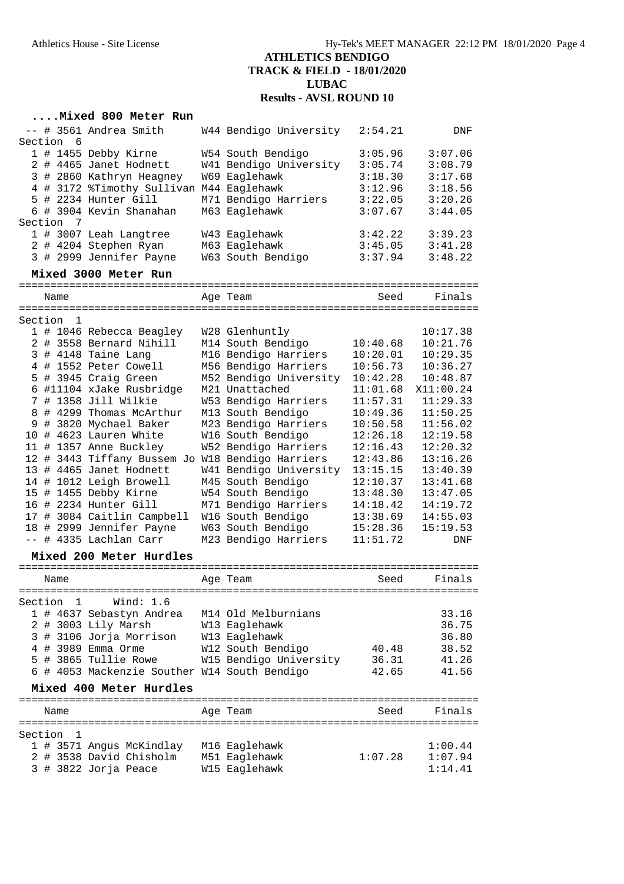**ATHLETICS BENDIGO**
**TRACK & FIELD - 18/01/2020**
**LUBAC**
**Results - AVSL ROUND 10**

### ....Mixed 800 Meter Run

| | Name | Age | Team | Seed | Finals |
|---|---|---|---|---|---|
| -- | # 3561 Andrea Smith | W44 | Bendigo University | 2:54.21 | DNF |
| **Section 6** | | | | | |
| 1 | # 1455 Debby Kirne | W54 | South Bendigo | 3:05.96 | 3:07.06 |
| 2 | # 4465 Janet Hodnett | W41 | Bendigo University | 3:05.74 | 3:08.79 |
| 3 | # 2860 Kathryn Heagney | W69 | Eaglehawk | 3:18.30 | 3:17.68 |
| 4 | # 3172 %Timothy Sullivan | M44 | Eaglehawk | 3:12.96 | 3:18.56 |
| 5 | # 2234 Hunter Gill | M71 | Bendigo Harriers | 3:22.05 | 3:20.26 |
| 6 | # 3904 Kevin Shanahan | M63 | Eaglehawk | 3:07.67 | 3:44.05 |
| **Section 7** | | | | | |
| 1 | # 3007 Leah Langtree | W43 | Eaglehawk | 3:42.22 | 3:39.23 |
| 2 | # 4204 Stephen Ryan | M63 | Eaglehawk | 3:45.05 | 3:41.28 |
| 3 | # 2999 Jennifer Payne | W63 | South Bendigo | 3:37.94 | 3:48.22 |

### Mixed 3000 Meter Run

| | Name | Age | Team | Seed | Finals |
|---|---|---|---|---|---|
| **Section 1** | | | | | |
| 1 | # 1046 Rebecca Beagley | W28 | Glenhuntly | | 10:17.38 |
| 2 | # 3558 Bernard Nihill | M14 | South Bendigo | 10:40.68 | 10:21.76 |
| 3 | # 4148 Taine Lang | M16 | Bendigo Harriers | 10:20.01 | 10:29.35 |
| 4 | # 1552 Peter Cowell | M56 | Bendigo Harriers | 10:56.73 | 10:36.27 |
| 5 | # 3945 Craig Green | M52 | Bendigo University | 10:42.28 | 10:48.87 |
| 6 | #11104 xJake Rusbridge | M21 | Unattached | 11:01.68 | X11:00.24 |
| 7 | # 1358 Jill Wilkie | W53 | Bendigo Harriers | 11:57.31 | 11:29.33 |
| 8 | # 4299 Thomas McArthur | M13 | South Bendigo | 10:49.36 | 11:50.25 |
| 9 | # 3820 Mychael Baker | M23 | Bendigo Harriers | 10:50.58 | 11:56.02 |
| 10 | # 4623 Lauren White | W16 | South Bendigo | 12:26.18 | 12:19.58 |
| 11 | # 1357 Anne Buckley | W52 | Bendigo Harriers | 12:16.43 | 12:20.32 |
| 12 | # 3443 Tiffany Bussem Jo | W18 | Bendigo Harriers | 12:43.86 | 13:16.26 |
| 13 | # 4465 Janet Hodnett | W41 | Bendigo University | 13:15.15 | 13:40.39 |
| 14 | # 1012 Leigh Browell | M45 | South Bendigo | 12:10.37 | 13:41.68 |
| 15 | # 1455 Debby Kirne | W54 | South Bendigo | 13:48.30 | 13:47.05 |
| 16 | # 2234 Hunter Gill | M71 | Bendigo Harriers | 14:18.42 | 14:19.72 |
| 17 | # 3084 Caitlin Campbell | W16 | South Bendigo | 13:38.69 | 14:55.03 |
| 18 | # 2999 Jennifer Payne | W63 | South Bendigo | 15:28.36 | 15:19.53 |
| -- | # 4335 Lachlan Carr | M23 | Bendigo Harriers | 11:51.72 | DNF |

### Mixed 200 Meter Hurdles

| | Name | Age | Team | Seed | Finals |
|---|---|---|---|---|---|
| **Section 1 Wind: 1.6** | | | | | |
| 1 | # 4637 Sebastyn Andrea | M14 | Old Melburnians | | 33.16 |
| 2 | # 3003 Lily Marsh | W13 | Eaglehawk | | 36.75 |
| 3 | # 3106 Jorja Morrison | W13 | Eaglehawk | | 36.80 |
| 4 | # 3989 Emma Orme | W12 | South Bendigo | 40.48 | 38.52 |
| 5 | # 3865 Tullie Rowe | W15 | Bendigo University | 36.31 | 41.26 |
| 6 | # 4053 Mackenzie Souther | W14 | South Bendigo | 42.65 | 41.56 |

### Mixed 400 Meter Hurdles

| | Name | Age | Team | Seed | Finals |
|---|---|---|---|---|---|
| **Section 1** | | | | | |
| 1 | # 3571 Angus McKindlay | M16 | Eaglehawk | | 1:00.44 |
| 2 | # 3538 David Chisholm | M51 | Eaglehawk | 1:07.28 | 1:07.94 |
| 3 | # 3822 Jorja Peace | W15 | Eaglehawk | | 1:14.41 |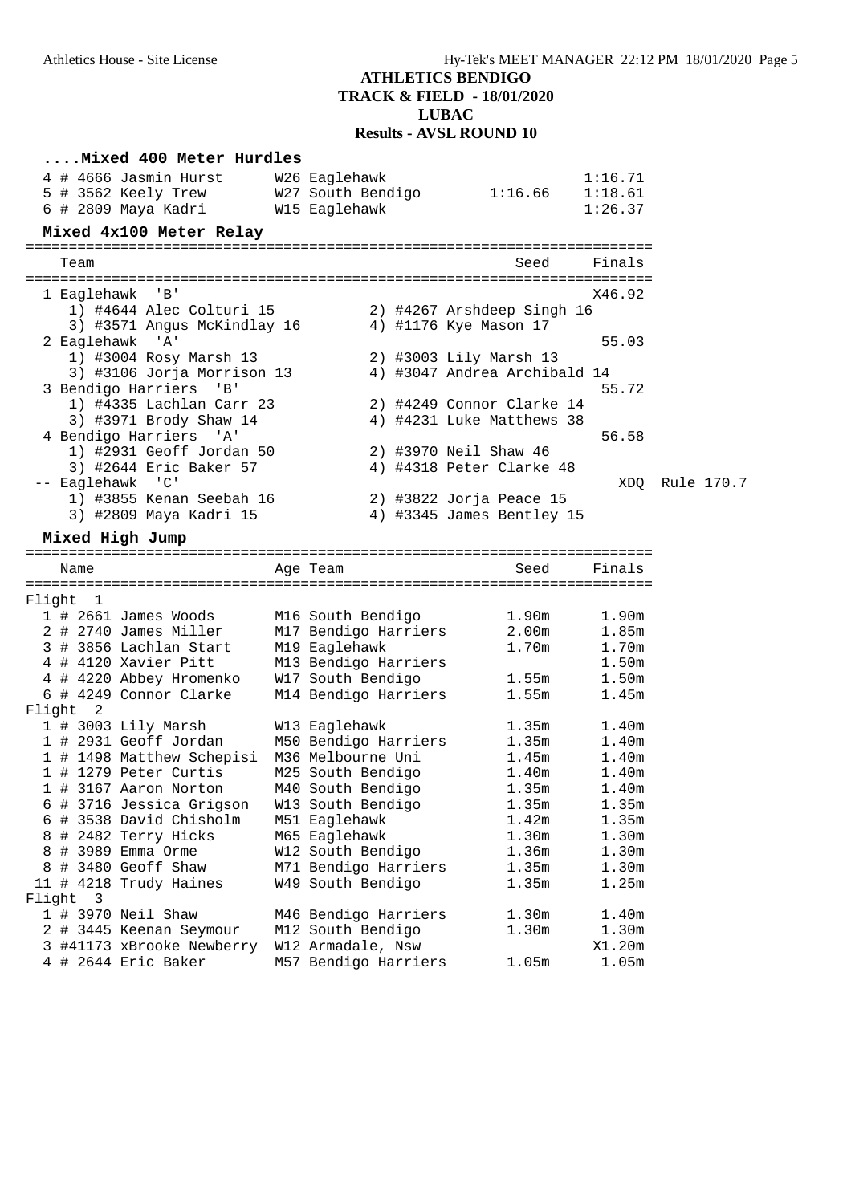# ATHLETICS BENDIGO
## TRACK & FIELD - 18/01/2020
## LUBAC
## Results - AVSL ROUND 10

### ....Mixed 400 Meter Hurdles

| Place | Name | Age Team | Seed | Finals |
|---|---|---|---|---|
| 4 | # 4666 Jasmin Hurst | W26 Eaglehawk | | 1:16.71 |
| 5 | # 3562 Keely Trew | W27 South Bendigo | 1:16.66 | 1:18.61 |
| 6 | # 2809 Maya Kadri | W15 Eaglehawk | | 1:26.37 |

### Mixed 4x100 Meter Relay

| Place | Team | Seed | Finals | |
|---|---|---|---|---|
| 1 | Eaglehawk 'B' | | X46.92 | |
| | 1) #4644 Alec Colturi 15; 2) #4267 Arshdeep Singh 16; 3) #3571 Angus McKindlay 16; 4) #1176 Kye Mason 17 | | | |
| 2 | Eaglehawk 'A' | | 55.03 | |
| | 1) #3004 Rosy Marsh 13; 2) #3003 Lily Marsh 13; 3) #3106 Jorja Morrison 13; 4) #3047 Andrea Archibald 14 | | | |
| 3 | Bendigo Harriers 'B' | | 55.72 | |
| | 1) #4335 Lachlan Carr 23; 2) #4249 Connor Clarke 14; 3) #3971 Brody Shaw 14; 4) #4231 Luke Matthews 38 | | | |
| 4 | Bendigo Harriers 'A' | | 56.58 | |
| | 1) #2931 Geoff Jordan 50; 2) #3970 Neil Shaw 46; 3) #2644 Eric Baker 57; 4) #4318 Peter Clarke 48 | | | |
| -- | Eaglehawk 'C' | | XDQ | Rule 170.7 |
| | 1) #3855 Kenan Seebah 16; 2) #3822 Jorja Peace 15; 3) #2809 Maya Kadri 15; 4) #3345 James Bentley 15 | | | |

### Mixed High Jump

| Place | Name | Age Team | Seed | Finals |
|---|---|---|---|---|
| **Flight 1** | | | | |
| 1 | # 2661 James Woods | M16 South Bendigo | 1.90m | 1.90m |
| 2 | # 2740 James Miller | M17 Bendigo Harriers | 2.00m | 1.85m |
| 3 | # 3856 Lachlan Start | M19 Eaglehawk | 1.70m | 1.70m |
| 4 | # 4120 Xavier Pitt | M13 Bendigo Harriers | | 1.50m |
| 4 | # 4220 Abbey Hromenko | W17 South Bendigo | 1.55m | 1.50m |
| 6 | # 4249 Connor Clarke | M14 Bendigo Harriers | 1.55m | 1.45m |
| **Flight 2** | | | | |
| 1 | # 3003 Lily Marsh | W13 Eaglehawk | 1.35m | 1.40m |
| 1 | # 2931 Geoff Jordan | M50 Bendigo Harriers | 1.35m | 1.40m |
| 1 | # 1498 Matthew Schepisi | M36 Melbourne Uni | 1.45m | 1.40m |
| 1 | # 1279 Peter Curtis | M25 South Bendigo | 1.40m | 1.40m |
| 1 | # 3167 Aaron Norton | M40 South Bendigo | 1.35m | 1.40m |
| 6 | # 3716 Jessica Grigson | W13 South Bendigo | 1.35m | 1.35m |
| 6 | # 3538 David Chisholm | M51 Eaglehawk | 1.42m | 1.35m |
| 8 | # 2482 Terry Hicks | M65 Eaglehawk | 1.30m | 1.30m |
| 8 | # 3989 Emma Orme | W12 South Bendigo | 1.36m | 1.30m |
| 8 | # 3480 Geoff Shaw | M71 Bendigo Harriers | 1.35m | 1.30m |
| 11 | # 4218 Trudy Haines | W49 South Bendigo | 1.35m | 1.25m |
| **Flight 3** | | | | |
| 1 | # 3970 Neil Shaw | M46 Bendigo Harriers | 1.30m | 1.40m |
| 2 | # 3445 Keenan Seymour | M12 South Bendigo | 1.30m | 1.30m |
| 3 | #41173 xBrooke Newberry | W12 Armadale, Nsw | | X1.20m |
| 4 | # 2644 Eric Baker | M57 Bendigo Harriers | 1.05m | 1.05m |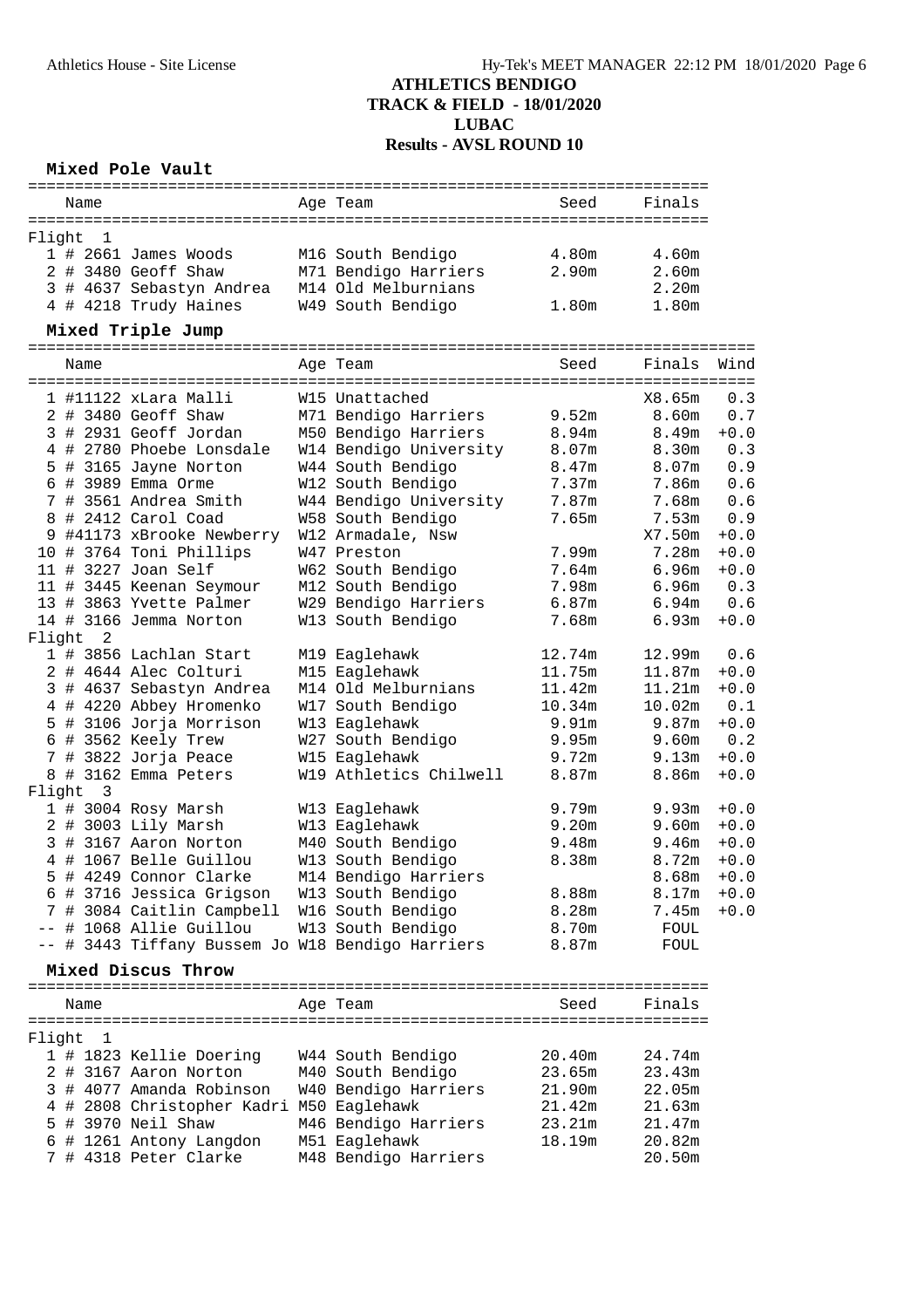# ATHLETICS BENDIGO
## TRACK & FIELD - 18/01/2020
## LUBAC
## Results - AVSL ROUND 10

### Mixed Pole Vault

| Place | Comp # | Name | Age | Team | Seed | Finals |
|---|---|---|---|---|---|---|
| **Flight 1** | | | | | | |
| 1 | # 2661 | James Woods | M16 | South Bendigo | 4.80m | 4.60m |
| 2 | # 3480 | Geoff Shaw | M71 | Bendigo Harriers | 2.90m | 2.60m |
| 3 | # 4637 | Sebastyn Andrea | M14 | Old Melburnians | | 2.20m |
| 4 | # 4218 | Trudy Haines | W49 | South Bendigo | 1.80m | 1.80m |

### Mixed Triple Jump

| Place | Comp # | Name | Age | Team | Seed | Finals | Wind |
|---|---|---|---|---|---|---|---|
| 1 | #11122 | xLara Malli | W15 | Unattached | | X8.65m | 0.3 |
| 2 | # 3480 | Geoff Shaw | M71 | Bendigo Harriers | 9.52m | 8.60m | 0.7 |
| 3 | # 2931 | Geoff Jordan | M50 | Bendigo Harriers | 8.94m | 8.49m | +0.0 |
| 4 | # 2780 | Phoebe Lonsdale | W14 | Bendigo University | 8.07m | 8.30m | 0.3 |
| 5 | # 3165 | Jayne Norton | W44 | South Bendigo | 8.47m | 8.07m | 0.9 |
| 6 | # 3989 | Emma Orme | W12 | South Bendigo | 7.37m | 7.86m | 0.6 |
| 7 | # 3561 | Andrea Smith | W44 | Bendigo University | 7.87m | 7.68m | 0.6 |
| 8 | # 2412 | Carol Coad | W58 | South Bendigo | 7.65m | 7.53m | 0.9 |
| 9 | #41173 | xBrooke Newberry | W12 | Armadale, Nsw | | X7.50m | +0.0 |
| 10 | # 3764 | Toni Phillips | W47 | Preston | 7.99m | 7.28m | +0.0 |
| 11 | # 3227 | Joan Self | W62 | South Bendigo | 7.64m | 6.96m | +0.0 |
| 11 | # 3445 | Keenan Seymour | M12 | South Bendigo | 7.98m | 6.96m | 0.3 |
| 13 | # 3863 | Yvette Palmer | W29 | Bendigo Harriers | 6.87m | 6.94m | 0.6 |
| 14 | # 3166 | Jemma Norton | W13 | South Bendigo | 7.68m | 6.93m | +0.0 |
| **Flight 2** | | | | | | | |
| 1 | # 3856 | Lachlan Start | M19 | Eaglehawk | 12.74m | 12.99m | 0.6 |
| 2 | # 4644 | Alec Colturi | M15 | Eaglehawk | 11.75m | 11.87m | +0.0 |
| 3 | # 4637 | Sebastyn Andrea | M14 | Old Melburnians | 11.42m | 11.21m | +0.0 |
| 4 | # 4220 | Abbey Hromenko | W17 | South Bendigo | 10.34m | 10.02m | 0.1 |
| 5 | # 3106 | Jorja Morrison | W13 | Eaglehawk | 9.91m | 9.87m | +0.0 |
| 6 | # 3562 | Keely Trew | W27 | South Bendigo | 9.95m | 9.60m | 0.2 |
| 7 | # 3822 | Jorja Peace | W15 | Eaglehawk | 9.72m | 9.13m | +0.0 |
| 8 | # 3162 | Emma Peters | W19 | Athletics Chilwell | 8.87m | 8.86m | +0.0 |
| **Flight 3** | | | | | | | |
| 1 | # 3004 | Rosy Marsh | W13 | Eaglehawk | 9.79m | 9.93m | +0.0 |
| 2 | # 3003 | Lily Marsh | W13 | Eaglehawk | 9.20m | 9.60m | +0.0 |
| 3 | # 3167 | Aaron Norton | M40 | South Bendigo | 9.48m | 9.46m | +0.0 |
| 4 | # 1067 | Belle Guillou | W13 | South Bendigo | 8.38m | 8.72m | +0.0 |
| 5 | # 4249 | Connor Clarke | M14 | Bendigo Harriers | | 8.68m | +0.0 |
| 6 | # 3716 | Jessica Grigson | W13 | South Bendigo | 8.88m | 8.17m | +0.0 |
| 7 | # 3084 | Caitlin Campbell | W16 | South Bendigo | 8.28m | 7.45m | +0.0 |
| -- | # 1068 | Allie Guillou | W13 | South Bendigo | 8.70m | FOUL | |
| -- | # 3443 | Tiffany Bussem Jo | W18 | Bendigo Harriers | 8.87m | FOUL | |

### Mixed Discus Throw

| Place | Comp # | Name | Age | Team | Seed | Finals |
|---|---|---|---|---|---|---|
| **Flight 1** | | | | | | |
| 1 | # 1823 | Kellie Doering | W44 | South Bendigo | 20.40m | 24.74m |
| 2 | # 3167 | Aaron Norton | M40 | South Bendigo | 23.65m | 23.43m |
| 3 | # 4077 | Amanda Robinson | W40 | Bendigo Harriers | 21.90m | 22.05m |
| 4 | # 2808 | Christopher Kadri | M50 | Eaglehawk | 21.42m | 21.63m |
| 5 | # 3970 | Neil Shaw | M46 | Bendigo Harriers | 23.21m | 21.47m |
| 6 | # 1261 | Antony Langdon | M51 | Eaglehawk | 18.19m | 20.82m |
| 7 | # 4318 | Peter Clarke | M48 | Bendigo Harriers | | 20.50m |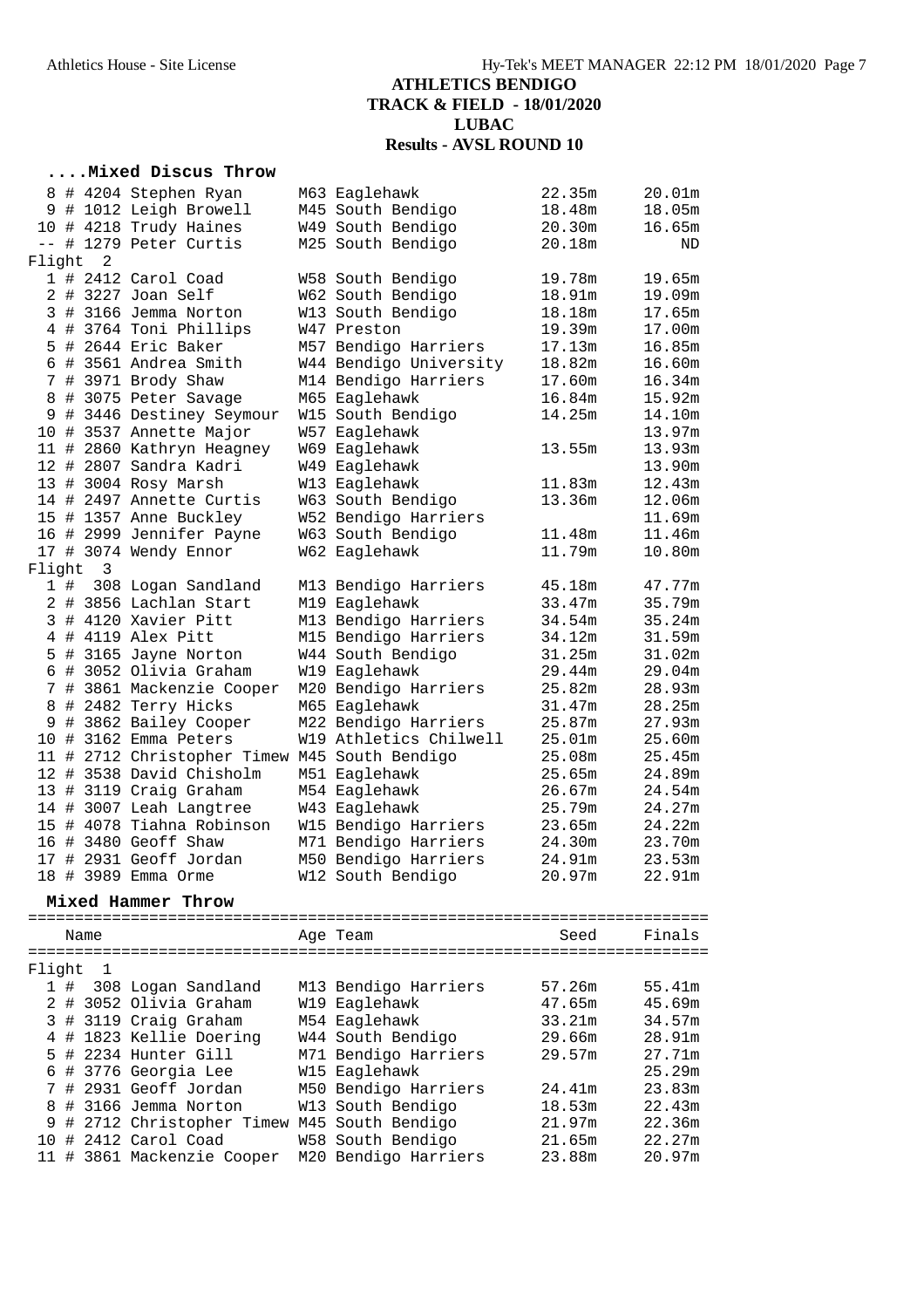# ATHLETICS BENDIGO
## TRACK & FIELD - 18/01/2020
## LUBAC
## Results - AVSL ROUND 10

### ....Mixed Discus Throw

| Place | Name | Age | Team | Seed | Finals |
|---|---|---|---|---|---|
| 8 | # 4204 Stephen Ryan | M63 | Eaglehawk | 22.35m | 20.01m |
| 9 | # 1012 Leigh Browell | M45 | South Bendigo | 18.48m | 18.05m |
| 10 | # 4218 Trudy Haines | W49 | South Bendigo | 20.30m | 16.65m |
| -- | # 1279 Peter Curtis | M25 | South Bendigo | 20.18m | ND |
| **Flight 2** | | | | | |
| 1 | # 2412 Carol Coad | W58 | South Bendigo | 19.78m | 19.65m |
| 2 | # 3227 Joan Self | W62 | South Bendigo | 18.91m | 19.09m |
| 3 | # 3166 Jemma Norton | W13 | South Bendigo | 18.18m | 17.65m |
| 4 | # 3764 Toni Phillips | W47 | Preston | 19.39m | 17.00m |
| 5 | # 2644 Eric Baker | M57 | Bendigo Harriers | 17.13m | 16.85m |
| 6 | # 3561 Andrea Smith | W44 | Bendigo University | 18.82m | 16.60m |
| 7 | # 3971 Brody Shaw | M14 | Bendigo Harriers | 17.60m | 16.34m |
| 8 | # 3075 Peter Savage | M65 | Eaglehawk | 16.84m | 15.92m |
| 9 | # 3446 Destiney Seymour | W15 | South Bendigo | 14.25m | 14.10m |
| 10 | # 3537 Annette Major | W57 | Eaglehawk | | 13.97m |
| 11 | # 2860 Kathryn Heagney | W69 | Eaglehawk | 13.55m | 13.93m |
| 12 | # 2807 Sandra Kadri | W49 | Eaglehawk | | 13.90m |
| 13 | # 3004 Rosy Marsh | W13 | Eaglehawk | 11.83m | 12.43m |
| 14 | # 2497 Annette Curtis | W63 | South Bendigo | 13.36m | 12.06m |
| 15 | # 1357 Anne Buckley | W52 | Bendigo Harriers | | 11.69m |
| 16 | # 2999 Jennifer Payne | W63 | South Bendigo | 11.48m | 11.46m |
| 17 | # 3074 Wendy Ennor | W62 | Eaglehawk | 11.79m | 10.80m |
| **Flight 3** | | | | | |
| 1 | # 308 Logan Sandland | M13 | Bendigo Harriers | 45.18m | 47.77m |
| 2 | # 3856 Lachlan Start | M19 | Eaglehawk | 33.47m | 35.79m |
| 3 | # 4120 Xavier Pitt | M13 | Bendigo Harriers | 34.54m | 35.24m |
| 4 | # 4119 Alex Pitt | M15 | Bendigo Harriers | 34.12m | 31.59m |
| 5 | # 3165 Jayne Norton | W44 | South Bendigo | 31.25m | 31.02m |
| 6 | # 3052 Olivia Graham | W19 | Eaglehawk | 29.44m | 29.04m |
| 7 | # 3861 Mackenzie Cooper | M20 | Bendigo Harriers | 25.82m | 28.93m |
| 8 | # 2482 Terry Hicks | M65 | Eaglehawk | 31.47m | 28.25m |
| 9 | # 3862 Bailey Cooper | M22 | Bendigo Harriers | 25.87m | 27.93m |
| 10 | # 3162 Emma Peters | W19 | Athletics Chilwell | 25.01m | 25.60m |
| 11 | # 2712 Christopher Timew | M45 | South Bendigo | 25.08m | 25.45m |
| 12 | # 3538 David Chisholm | M51 | Eaglehawk | 25.65m | 24.89m |
| 13 | # 3119 Craig Graham | M54 | Eaglehawk | 26.67m | 24.54m |
| 14 | # 3007 Leah Langtree | W43 | Eaglehawk | 25.79m | 24.27m |
| 15 | # 4078 Tiahna Robinson | W15 | Bendigo Harriers | 23.65m | 24.22m |
| 16 | # 3480 Geoff Shaw | M71 | Bendigo Harriers | 24.30m | 23.70m |
| 17 | # 2931 Geoff Jordan | M50 | Bendigo Harriers | 24.91m | 23.53m |
| 18 | # 3989 Emma Orme | W12 | South Bendigo | 20.97m | 22.91m |

### Mixed Hammer Throw

| Place | Name | Age | Team | Seed | Finals |
|---|---|---|---|---|---|
| **Flight 1** | | | | | |
| 1 | # 308 Logan Sandland | M13 | Bendigo Harriers | 57.26m | 55.41m |
| 2 | # 3052 Olivia Graham | W19 | Eaglehawk | 47.65m | 45.69m |
| 3 | # 3119 Craig Graham | M54 | Eaglehawk | 33.21m | 34.57m |
| 4 | # 1823 Kellie Doering | W44 | South Bendigo | 29.66m | 28.91m |
| 5 | # 2234 Hunter Gill | M71 | Bendigo Harriers | 29.57m | 27.71m |
| 6 | # 3776 Georgia Lee | W15 | Eaglehawk | | 25.29m |
| 7 | # 2931 Geoff Jordan | M50 | Bendigo Harriers | 24.41m | 23.83m |
| 8 | # 3166 Jemma Norton | W13 | South Bendigo | 18.53m | 22.43m |
| 9 | # 2712 Christopher Timew | M45 | South Bendigo | 21.97m | 22.36m |
| 10 | # 2412 Carol Coad | W58 | South Bendigo | 21.65m | 22.27m |
| 11 | # 3861 Mackenzie Cooper | M20 | Bendigo Harriers | 23.88m | 20.97m |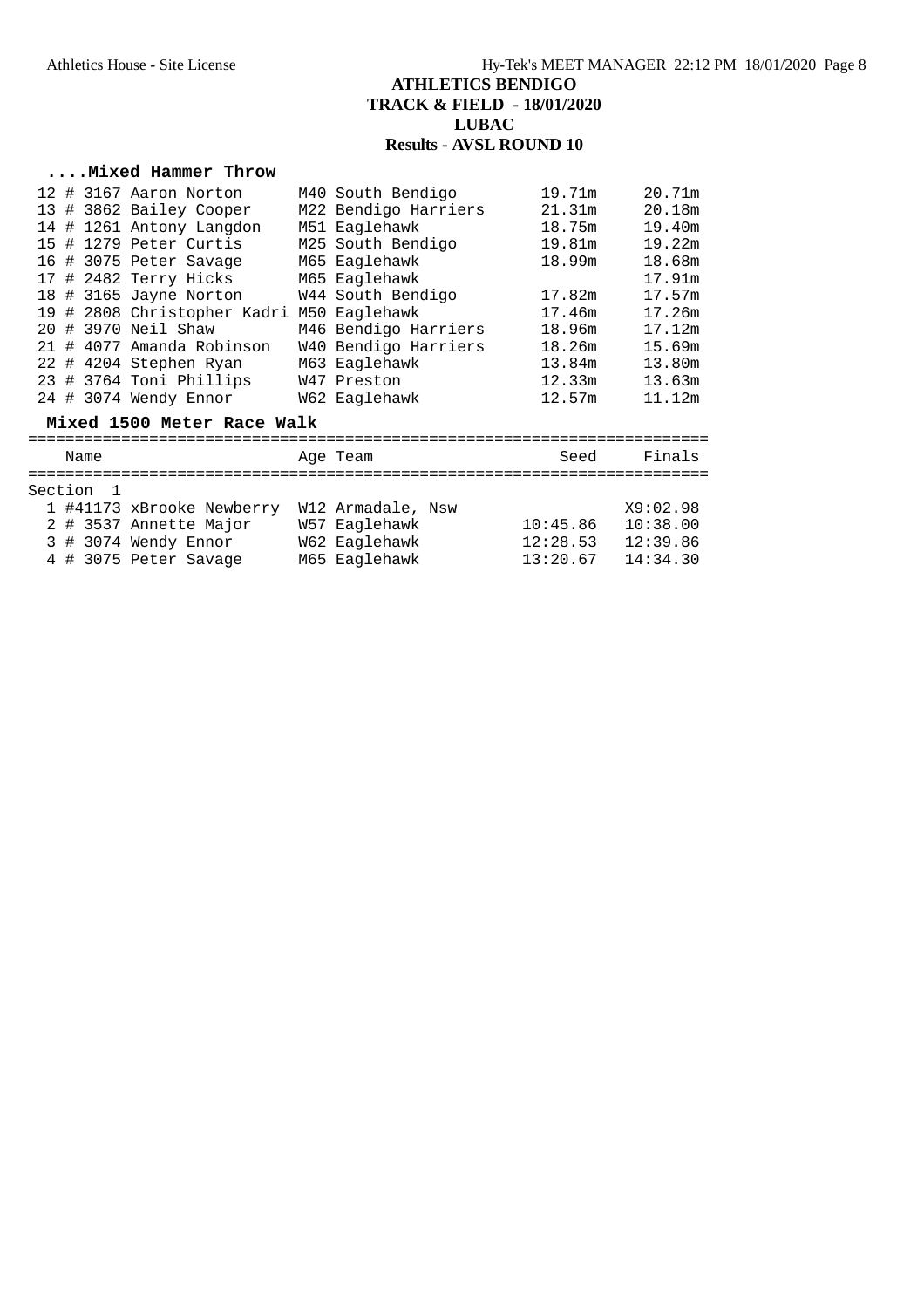# ATHLETICS BENDIGO
## TRACK & FIELD - 18/01/2020
## LUBAC
## Results - AVSL ROUND 10

### ....Mixed Hammer Throw

| | | | | | |
|---|---|---|---|---|---|
| 12 | # 3167 | Aaron Norton | M40 South Bendigo | 19.71m | 20.71m |
| 13 | # 3862 | Bailey Cooper | M22 Bendigo Harriers | 21.31m | 20.18m |
| 14 | # 1261 | Antony Langdon | M51 Eaglehawk | 18.75m | 19.40m |
| 15 | # 1279 | Peter Curtis | M25 South Bendigo | 19.81m | 19.22m |
| 16 | # 3075 | Peter Savage | M65 Eaglehawk | 18.99m | 18.68m |
| 17 | # 2482 | Terry Hicks | M65 Eaglehawk | | 17.91m |
| 18 | # 3165 | Jayne Norton | W44 South Bendigo | 17.82m | 17.57m |
| 19 | # 2808 | Christopher Kadri | M50 Eaglehawk | 17.46m | 17.26m |
| 20 | # 3970 | Neil Shaw | M46 Bendigo Harriers | 18.96m | 17.12m |
| 21 | # 4077 | Amanda Robinson | W40 Bendigo Harriers | 18.26m | 15.69m |
| 22 | # 4204 | Stephen Ryan | M63 Eaglehawk | 13.84m | 13.80m |
| 23 | # 3764 | Toni Phillips | W47 Preston | 12.33m | 13.63m |
| 24 | # 3074 | Wendy Ennor | W62 Eaglehawk | 12.57m | 11.12m |

### Mixed 1500 Meter Race Walk

| | | Name | Age Team | Seed | Finals |
|---|---|---|---|---|---|
| **Section 1** | | | | | |
| 1 | #41173 | xBrooke Newberry | W12 Armadale, Nsw | | X9:02.98 |
| 2 | # 3537 | Annette Major | W57 Eaglehawk | 10:45.86 | 10:38.00 |
| 3 | # 3074 | Wendy Ennor | W62 Eaglehawk | 12:28.53 | 12:39.86 |
| 4 | # 3075 | Peter Savage | M65 Eaglehawk | 13:20.67 | 14:34.30 |